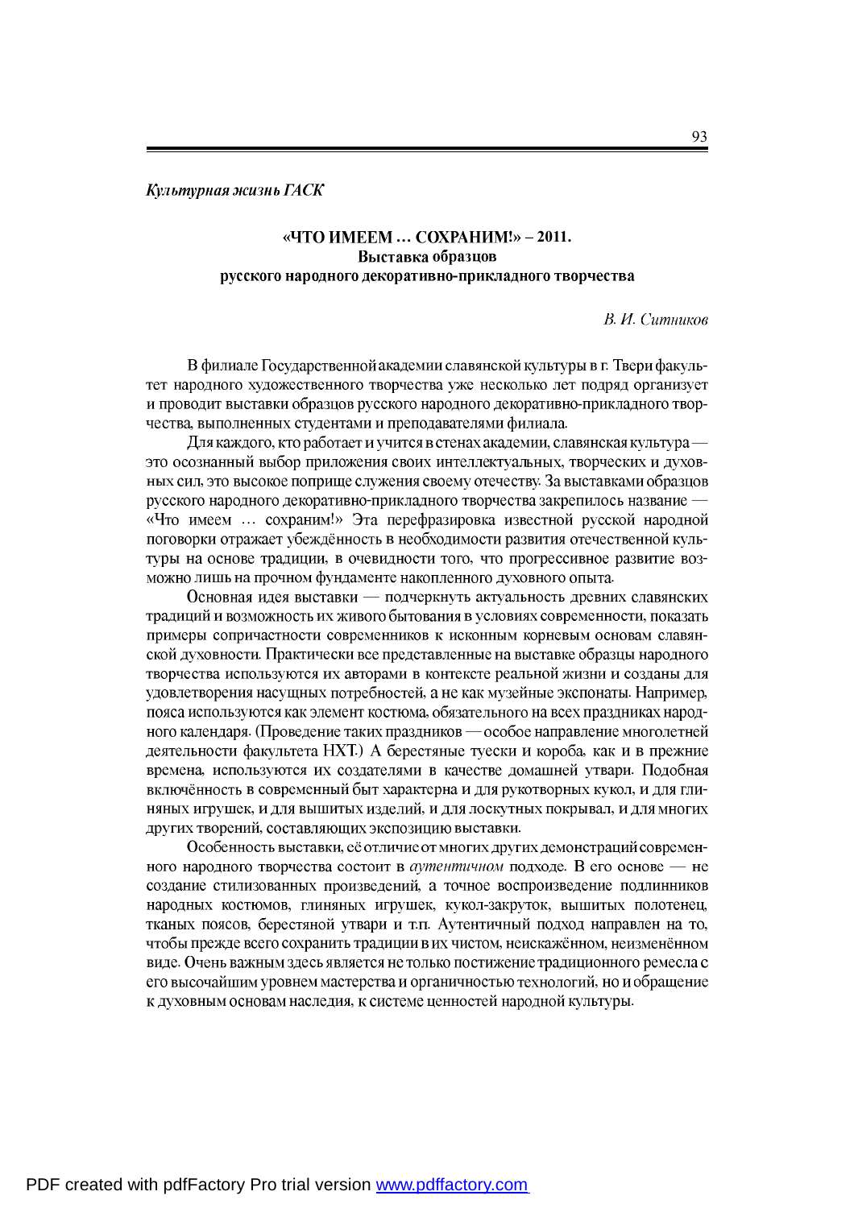*Культурная жизнь ГАСК*

# «ЧТО ИМЕЕМ … СОХРАНИМ!» – 2011. Выставка образцов русского народного декоративно-прикладного творчества

*В. И. Ситников*

В филиале Государственной академии славянской культуры в г. Твери факультет народного художественного творчества уже несколько лет подряд организует и проводит выставки образцов русского народного декоративно-прикладного творчества, выполненных студентами и преподавателями филиала.

Для каждого, кто работает и учится в стенах академии, славянская культура — это осознанный выбор приложения своих интеллектуальных, творческих и духовных сил, это высокое поприще служения своему отечеству. За выставками образцов русского народного декоративно-прикладного творчества закрепилось название — «Что имеем … сохраним!» Эта перефразировка известной русской народной поговорки отражает убеждённость в необходимости развития отечественной культуры на основе традиции, в очевидности того, что прогрессивное развитие возможно лишь на прочном фундаменте накопленного духовного опыта.

Основная идея выставки — подчеркнуть актуальность древних славянских традиций и возможность их живого бытования в условиях современности, показать примеры сопричастности современников к исконным корневым основам славянской духовности. Практически все представленные на выставке образцы народного творчества используются их авторами в контексте реальной жизни и созданы для удовлетворения насущных потребностей, а не как музейные экспонаты. Например, пояса используются как элемент костюма, обязательного на всех праздниках народного календаря. (Проведение таких праздников — особое направление многолетней деятельности факультета НХТ.) А берестяные туески и короба, как и в прежние времена, используются их создателями в качестве домашней утвари. Подобная включённость в современный быт характерна и для рукотворных кукол, и для глиняных игрушек, и для вышитых изделий, и для лоскутных покрывал, и для многих других творений, составляющих экспозицию выставки.

Особенность выставки, её отличие от многих других демонстраций современного народного творчества состоит в *аутентичном* подходе. В его основе — не создание стилизованных произведений, а точное воспроизведение подлинников народных костюмов, глиняных игрушек, кукол-закруток, вышитых полотенец, тканых поясов, берестяной утвари и т.п. Аутентичный подход направлен на то, чтобы прежде всего сохранить традиции в их чистом, неискажённом, неизменённом виде. Очень важным здесь является не только постижение традиционного ремесла с его высочайшим уровнем мастерства и органичностью технологий, но и обращение к духовным основам наследия, к системе ценностей народной культуры.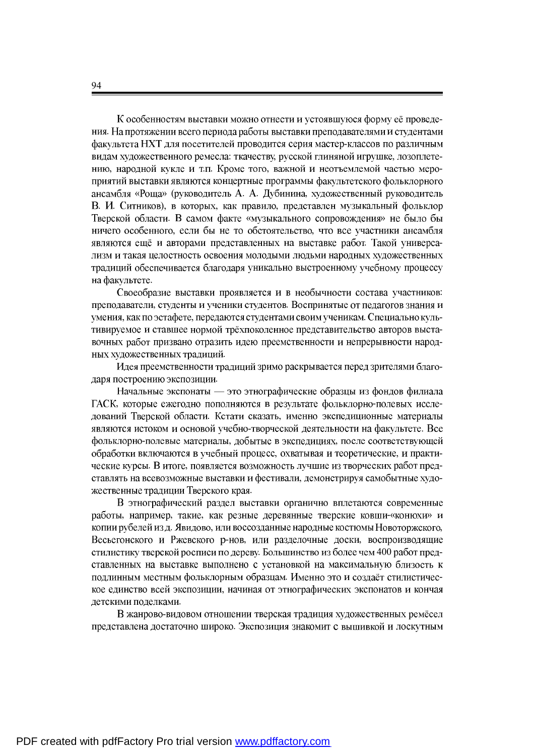К особенностям выставки можно отнести и устоявшуюся форму её проведения. На протяжении всего периода работы выставки преподавателями и студентами факультета НХТ для посетителей проводится серия мастер-классов по различным видам художественного ремесла: ткачеству, русской глиняной игрушке, лозоплетению, народной кукле и т.п. Кроме того, важной и неотъемлемой частью мероприятий выставки являются концертные программы факультетского фольклорного ансамбля «Роща» (руководитель А. А. Дубинина, художественный руководитель В. И. Ситников), в которых, как правило, представлен музыкальный фольклор Тверской области. В самом факте «музыкального сопровождения» не было бы ничего особенного, если бы не то обстоятельство, что все участники ансамбля являются ещё и авторами представленных на выставке работ. Такой универсализм и такая целостность освоения молодыми людьми народных художественных традиций обеспечивается благодаря уникально выстроенному учебному процессу на факультете.

Своеобразие выставки проявляется и в необычности состава участников: преподаватели, студенты и ученики студентов. Воспринятые от педагогов знания и умения, как по эстафете, передаются студентами своим ученикам. Специально культивируемое и ставшее нормой трёхпоколенное представительство авторов выставочных работ призвано отразить идею преемственности и непрерывности народных художественных традиций.

Идея преемственности традиций зримо раскрывается перед зрителями благодаря построению экспозиции.

Начальные экспонаты — это этнографические образцы из фондов филиала ГАСК, которые ежегодно пополняются в результате фольклорно-полевых исследований Тверской области. Кстати сказать, именно экспедиционные материалы являются истоком и основой учебно-творческой деятельности на факультете. Все фольклорно-полевые материалы, добытые в экспедициях, после соответствующей обработки включаются в учебный процесс, охватывая и теоретические, и практические курсы. В итоге, появляется возможность лучшие из творческих работ представлять на всевозможные выставки и фестивали, демонстрируя самобытные художественные традиции Тверского края.

В этнографический раздел выставки органично вплетаются современные работы, например, такие, как резные деревянные тверские ковши-«конюхи» и копии рубелей из д. Явидово, или воссозданные народные костюмы Новоторжского, Весьегонского и Ржевского р-нов, или разделочные доски, воспроизводящие стилистику тверской росписи по дереву. Большинство из более чем 400 работ представленных на выставке выполнено с установкой на максимальную близость к подлинным местным фольклорным образцам. Именно это и создаёт стилистическое единство всей экспозиции, начиная от этнографических экспонатов и кончая детскими поделками.

В жанрово-видовом отношении тверская традиция художественных ремёсел представлена достаточно широко. Экспозиция знакомит с вышивкой и лоскутным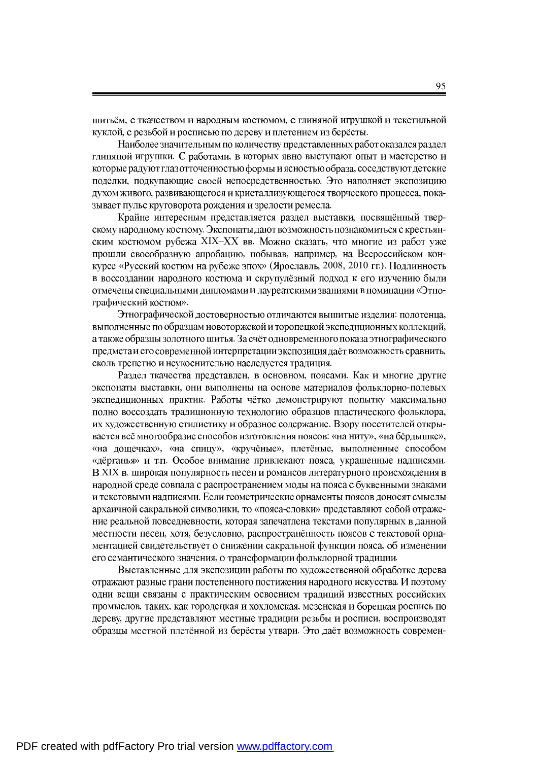шитьём, с ткачеством и народным костюмом, с глиняной игрушкой и текстильной куклой, с резьбой и росписью по дереву и плетением из берёсты.

Наиболее значительным по количеству представленных работ оказался раздел глиняной игрушки. С работами, в которых явно выступают опыт и мастерство и которые радуют глаз отточенностью формы и ясностью образа, соседствуют детские поделки, подкупающие своей непосредственностью. Это наполняет экспозицию духом живого, развивающегося и кристаллизующегося творческого процесса, показывает пульс круговорота рождения и зрелости ремесла.

Крайне интересным представляется раздел выставки, посвящённый тверскому народному костюму. Экспонаты дают возможность познакомиться с крестьянским костюмом рубежа XIX–XX вв. Можно сказать, что многие из работ уже прошли своеобразную апробацию, побывав, например, на Всероссийском конкурсе «Русский костюм на рубеже эпох» (Ярославль, 2008, 2010 гг.). Подлинность в воссоздании народного костюма и скрупулёзный подход к его изучению были отмечены специальными дипломами и лауреатскими званиями в номинации «Этнографический костюм».

Этнографической достоверностью отличаются вышитые изделия: полотенца, выполненные по образцам новоторжской и торопецкой экспедиционных коллекций, а также образцы золотого шитья. За счёт одновременного показа этнографического предмета и его современной интерпретации экспозиция даёт возможность сравнить, сколь трепетно и неукоснительно наследуется традиция.

Раздел ткачества представлен, в основном, поясами. Как и многие другие экспонаты выставки, они выполнены на основе материалов фольклорно-полевых экспедиционных практик. Работы чётко демонстрируют попытку максимально полно воссоздать традиционную технологию образцов пластического фольклора, их художественную стилистику и образное содержание. Взору посетителей открывается всё многообразие способов изготовления поясов: «на ниту», «на бёрдышке», «на дощечках», «на спицу», «кручёные», плетёные, выполненные способом «дёрганья» и т.п. Особое внимание привлекают пояса, украшенные надписями. В XIX в. широкая популярность песен и романсов литературного происхождения в народной среде совпала с распространением моды на пояса с буквенными знаками и текстовыми надписями. Если геометрические орнаменты поясов доносят смыслы архаичной сакральной символики, то «пояса-словки» представляют собой отражение реальной повседневности, которая запечатлена текстами популярных в данной местности песен, хотя, безусловно, распространённость поясов с текстовой орнаментацией свидетельствует о снижении сакральной функции пояса, об изменении его семантического значения, о трансформации фольклорной традиции.

Выставленные для экспозиции работы по художественной обработке дерева отражают разные грани постепенного постижения народного искусства. И поэтому одни вещи связаны с практическим освоением традиций известных российских промыслов, таких, как городецкая и хохломская, мезенская и борецкая роспись по дереву, другие представляют местные традиции резьбы и росписи, воспроизводят образцы местной плетённой из берёсты утвари. Это даёт возможность современ-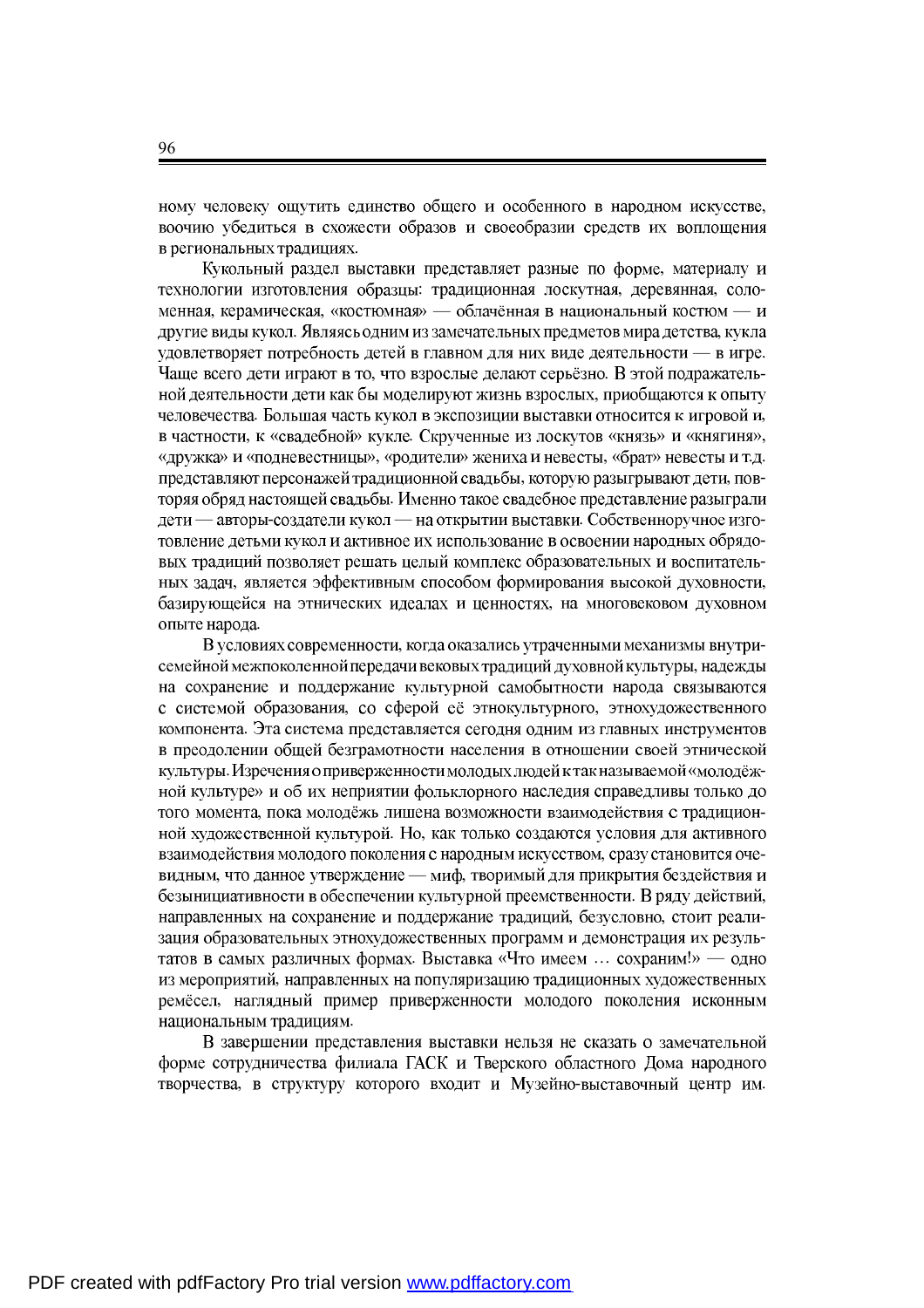ному человеку ощутить единство общего и особенного в народном искусстве, воочию убедиться в схожести образов и своеобразии средств их воплощения в региональных традициях.

Кукольный раздел выставки представляет разные по форме, материалу и технологии изготовления образцы: традиционная лоскутная, деревянная, соломенная, керамическая, «костюмная» — облачённая в национальный костюм — и другие виды кукол. Являясь одним из замечательных предметов мира детства, кукла удовлетворяет потребность детей в главном для них виде деятельности — в игре. Чаще всего дети играют в то, что взрослые делают серьёзно. В этой подражательной деятельности дети как бы моделируют жизнь взрослых, приобщаются к опыту человечества. Большая часть кукол в экспозиции выставки относится к игровой и, в частности, к «свадебной» кукле. Скрученные из лоскутов «князь» и «княгиня», «дружка» и «подневестницы», «родители» жениха и невесты, «брат» невесты и т.д. представляют персонажей традиционной свадьбы, которую разыгрывают дети, повторяя обряд настоящей свадьбы. Именно такое свадебное представление разыграли дети — авторы-создатели кукол — на открытии выставки. Собственноручное изготовление детьми кукол и активное их использование в освоении народных обрядовых традиций позволяет решать целый комплекс образовательных и воспитательных задач, является эффективным способом формирования высокой духовности, базирующейся на этнических идеалах и ценностях, на многовековом духовном опыте народа.

В условиях современности, когда оказались утраченными механизмы внутрисемейной межпоколенной передачи вековых традиций духовной культуры, надежды на сохранение и поддержание культурной самобытности народа связываются с системой образования, со сферой её этнокультурного, этнохудожественного компонента. Эта система представляется сегодня одним из главных инструментов в преодолении общей безграмотности населения в отношении своей этнической культуры. Изречения о приверженности молодых людей к так называемой «молодёжной культуре» и об их неприятии фольклорного наследия справедливы только до того момента, пока молодёжь лишена возможности взаимодействия с традиционной художественной культурой. Но, как только создаются условия для активного взаимодействия молодого поколения с народным искусством, сразу становится очевидным, что данное утверждение — миф, творимый для прикрытия бездействия и безынициативности в обеспечении культурной преемственности. В ряду действий, направленных на сохранение и поддержание традиций, безусловно, стоит реализация образовательных этнохудожественных программ и демонстрация их результатов в самых различных формах. Выставка «Что имеем … сохраним!» — одно из мероприятий, направленных на популяризацию традиционных художественных ремёсел, наглядный пример приверженности молодого поколения исконным национальным традициям.

В завершении представления выставки нельзя не сказать о замечательной форме сотрудничества филиала ГАСК и Тверского областного Дома народного творчества, в структуру которого входит и Музейно-выставочный центр им.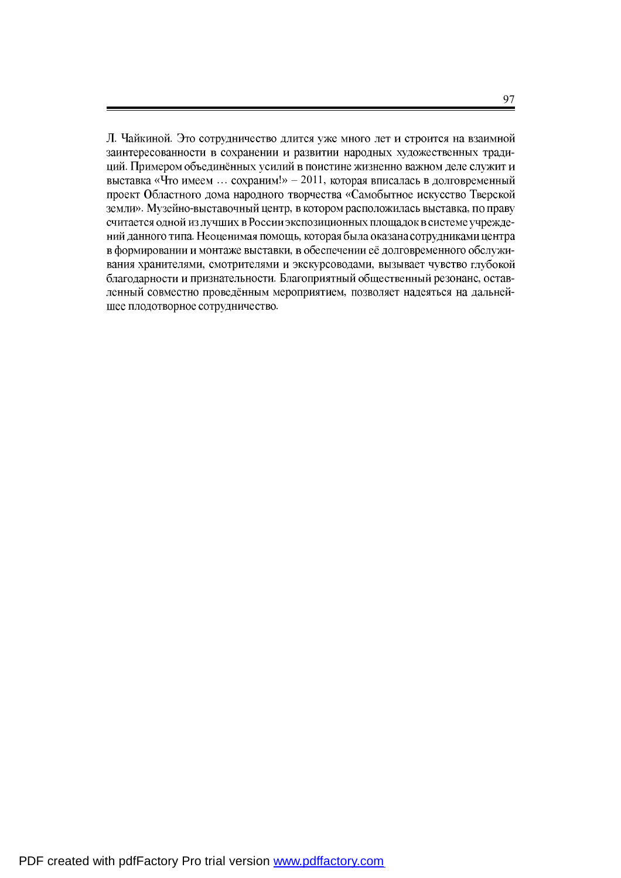Л. Чайкиной. Это сотрудничество длится уже много лет и строится на взаимной заинтересованности в сохранении и развитии народных художественных традиций. Примером объединённых усилий в поистине жизненно важном деле служит и выставка «Что имеем … сохраним!» – 2011, которая вписалась в долговременный проект Областного дома народного творчества «Самобытное искусство Тверской земли». Музейно-выставочный центр, в котором расположилась выставка, по праву считается одной из лучших в России экспозиционных площадок в системе учреждений данного типа. Неоценимая помощь, которая была оказана сотрудниками центра в формировании и монтаже выставки, в обеспечении её долговременного обслуживания хранителями, смотрителями и экскурсоводами, вызывает чувство глубокой благодарности и признательности. Благоприятный общественный резонанс, оставленный совместно проведённым мероприятием, позволяет надеяться на дальнейшее плодотворное сотрудничество.